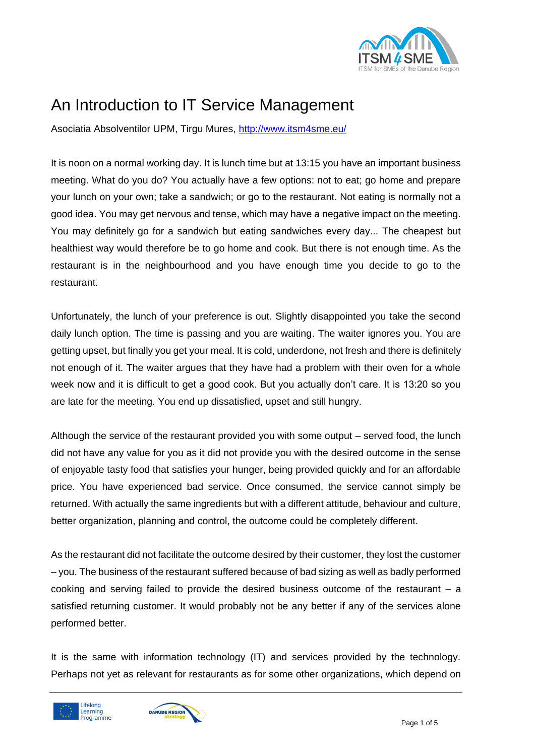# An Introduction to IT Service Management

Asociatia Absolventilor UPM, Tirgu Mures, http://www.itsm4sme.eu/

It is noon on a normal working day. It is lunch time but at 13:15 you have an important business meeting. What do you do? You actually have a few options: not to eat; go home and prepare your lunch on your own; take a sandwich; or go to the restaurant. Not eating is normally not a good idea. You may get nervous and tense, which may have a negative impact on the meeting. You may definitely go for a sandwich but eating sandwiches every day... The cheapest but healthiest way would therefore be to go home and cook. But there is not enough time. As the restaurant is in the neighbourhood and you have enough time you decide to go to the restaurant.

Unfortunately, the lunch of your preference is out. Slightly disappointed you take the second daily lunch option. The time is passing and you are waiting. The waiter ignores you. You are getting upset, but finally you get your meal. It is cold, underdone, not fresh and there is definitely not enough of it. The waiter argues that they have had a problem with their oven for a whole week now and it is difficult to get a good cook. But you actually don't care. It is 13:20 so you are late for the meeting. You end up dissatisfied, upset and still hungry.

Although the service of the restaurant provided you with some output – served food, the lunch did not have any value for you as it did not provide you with the desired outcome in the sense of enjoyable tasty food that satisfies your hunger, being provided quickly and for an affordable price. You have experienced bad service. Once consumed, the service cannot simply be returned. With actually the same ingredients but with a different attitude, behaviour and culture, better organization, planning and control, the outcome could be completely different.

As the restaurant did not facilitate the outcome desired by their customer, they lost the customer – you. The business of the restaurant suffered because of bad sizing as well as badly performed cooking and serving failed to provide the desired business outcome of the restaurant – a satisfied returning customer. It would probably not be any better if any of the services alone performed better.

It is the same with information technology (IT) and services provided by the technology. Perhaps not yet as relevant for restaurants as for some other organizations, which depend on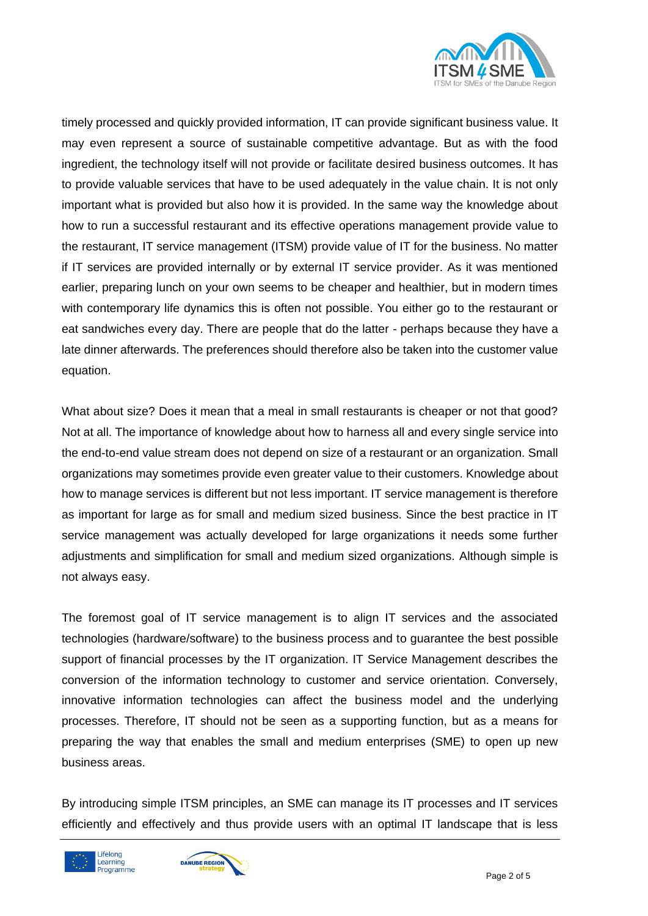timely processed and quickly provided information, IT can provide significant business value. It may even represent a source of sustainable competitive advantage. But as with the food ingredient, the technology itself will not provide or facilitate desired business outcomes. It has to provide valuable services that have to be used adequately in the value chain. It is not only important what is provided but also how it is provided. In the same way the knowledge about how to run a successful restaurant and its effective operations management provide value to the restaurant, IT service management (ITSM) provide value of IT for the business. No matter if IT services are provided internally or by external IT service provider. As it was mentioned earlier, preparing lunch on your own seems to be cheaper and healthier, but in modern times with contemporary life dynamics this is often not possible. You either go to the restaurant or eat sandwiches every day. There are people that do the latter - perhaps because they have a late dinner afterwards. The preferences should therefore also be taken into the customer value equation.

What about size? Does it mean that a meal in small restaurants is cheaper or not that good? Not at all. The importance of knowledge about how to harness all and every single service into the end-to-end value stream does not depend on size of a restaurant or an organization. Small organizations may sometimes provide even greater value to their customers. Knowledge about how to manage services is different but not less important. IT service management is therefore as important for large as for small and medium sized business. Since the best practice in IT service management was actually developed for large organizations it needs some further adjustments and simplification for small and medium sized organizations. Although simple is not always easy.

The foremost goal of IT service management is to align IT services and the associated technologies (hardware/software) to the business process and to guarantee the best possible support of financial processes by the IT organization. IT Service Management describes the conversion of the information technology to customer and service orientation. Conversely, innovative information technologies can affect the business model and the underlying processes. Therefore, IT should not be seen as a supporting function, but as a means for preparing the way that enables the small and medium enterprises (SME) to open up new business areas.

By introducing simple ITSM principles, an SME can manage its IT processes and IT services efficiently and effectively and thus provide users with an optimal IT landscape that is less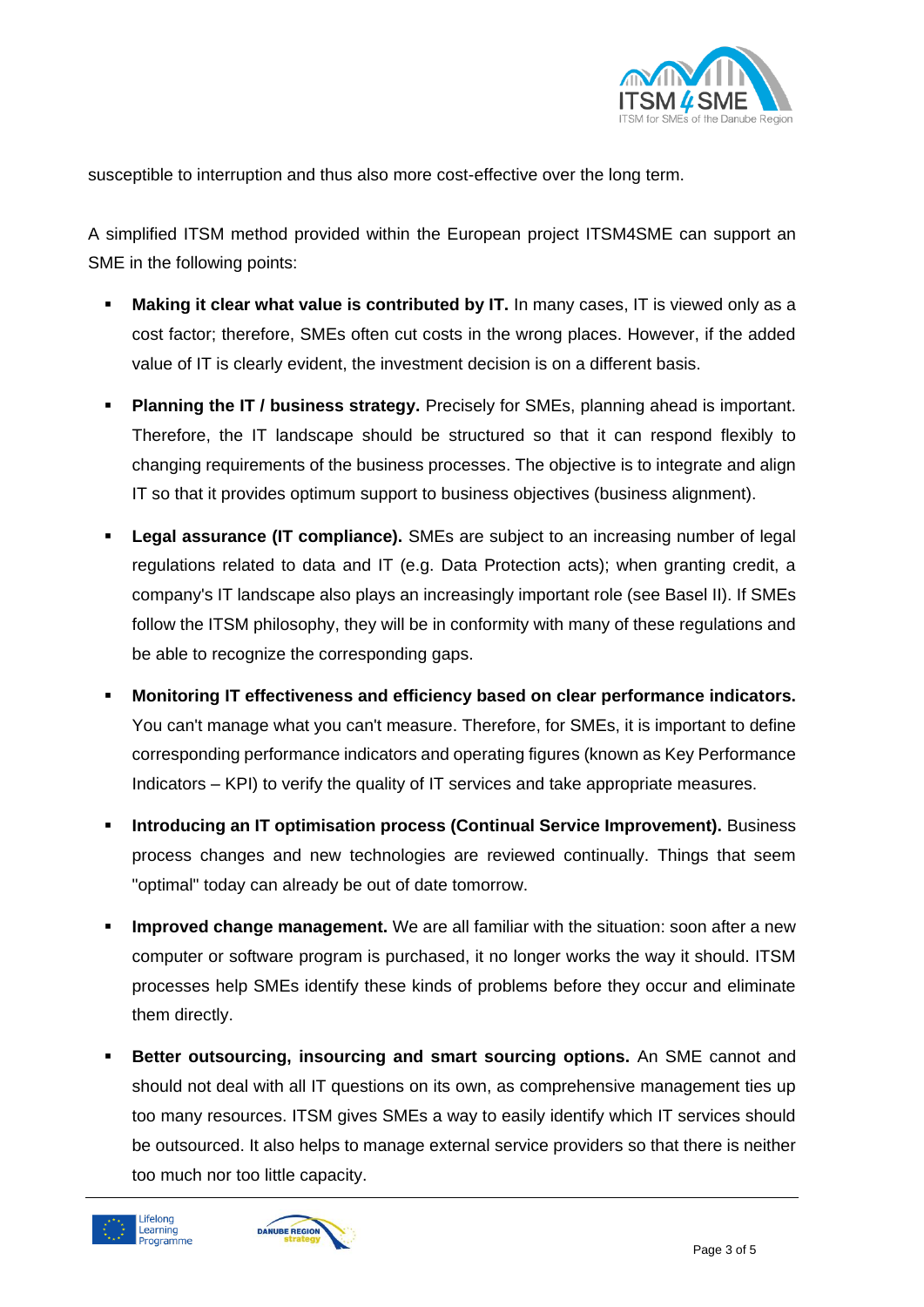susceptible to interruption and thus also more cost-effective over the long term.

A simplified ITSM method provided within the European project ITSM4SME can support an SME in the following points:

- **Making it clear what value is contributed by IT.** In many cases, IT is viewed only as a cost factor; therefore, SMEs often cut costs in the wrong places. However, if the added value of IT is clearly evident, the investment decision is on a different basis.
- **Planning the IT / business strategy.** Precisely for SMEs, planning ahead is important. Therefore, the IT landscape should be structured so that it can respond flexibly to changing requirements of the business processes. The objective is to integrate and align IT so that it provides optimum support to business objectives (business alignment).
- **Legal assurance (IT compliance).** SMEs are subject to an increasing number of legal regulations related to data and IT (e.g. Data Protection acts); when granting credit, a company's IT landscape also plays an increasingly important role (see Basel II). If SMEs follow the ITSM philosophy, they will be in conformity with many of these regulations and be able to recognize the corresponding gaps.
- **Monitoring IT effectiveness and efficiency based on clear performance indicators.** You can't manage what you can't measure. Therefore, for SMEs, it is important to define corresponding performance indicators and operating figures (known as Key Performance Indicators – KPI) to verify the quality of IT services and take appropriate measures.
- **Introducing an IT optimisation process (Continual Service Improvement).** Business process changes and new technologies are reviewed continually. Things that seem "optimal" today can already be out of date tomorrow.
- **Improved change management.** We are all familiar with the situation: soon after a new computer or software program is purchased, it no longer works the way it should. ITSM processes help SMEs identify these kinds of problems before they occur and eliminate them directly.
- **Better outsourcing, insourcing and smart sourcing options.** An SME cannot and should not deal with all IT questions on its own, as comprehensive management ties up too many resources. ITSM gives SMEs a way to easily identify which IT services should be outsourced. It also helps to manage external service providers so that there is neither too much nor too little capacity.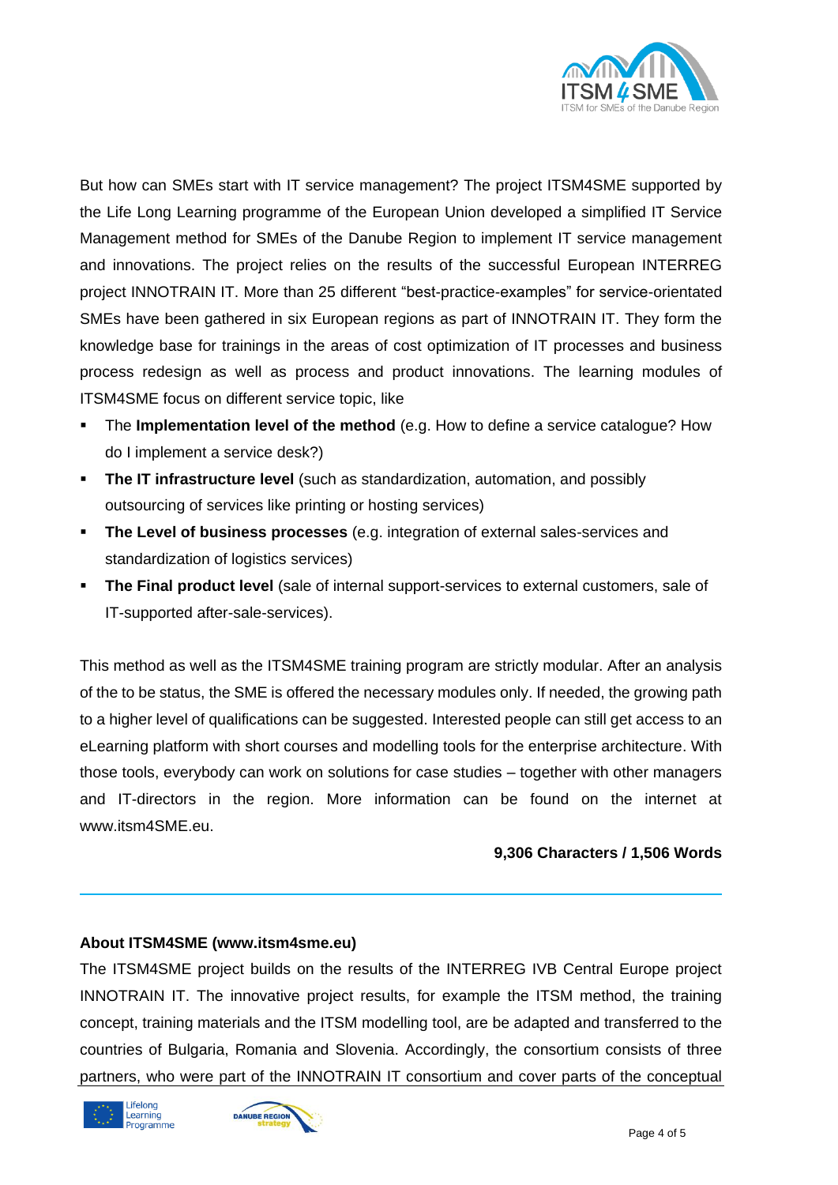But how can SMEs start with IT service management? The project ITSM4SME supported by the Life Long Learning programme of the European Union developed a simplified IT Service Management method for SMEs of the Danube Region to implement IT service management and innovations. The project relies on the results of the successful European INTERREG project INNOTRAIN IT. More than 25 different "best-practice-examples" for service-orientated SMEs have been gathered in six European regions as part of INNOTRAIN IT. They form the knowledge base for trainings in the areas of cost optimization of IT processes and business process redesign as well as process and product innovations. The learning modules of ITSM4SME focus on different service topic, like

- The **Implementation level of the method** (e.g. How to define a service catalogue? How do I implement a service desk?)
- **The IT infrastructure level** (such as standardization, automation, and possibly outsourcing of services like printing or hosting services)
- **The Level of business processes** (e.g. integration of external sales-services and standardization of logistics services)
- **The Final product level** (sale of internal support-services to external customers, sale of IT-supported after-sale-services).

This method as well as the ITSM4SME training program are strictly modular. After an analysis of the to be status, the SME is offered the necessary modules only. If needed, the growing path to a higher level of qualifications can be suggested. Interested people can still get access to an eLearning platform with short courses and modelling tools for the enterprise architecture. With those tools, everybody can work on solutions for case studies – together with other managers and IT-directors in the region. More information can be found on the internet at www.itsm4SME.eu.

**9,306 Characters / 1,506 Words**

---

**About ITSM4SME (www.itsm4sme.eu)**

The ITSM4SME project builds on the results of the INTERREG IVB Central Europe project INNOTRAIN IT. The innovative project results, for example the ITSM method, the training concept, training materials and the ITSM modelling tool, are be adapted and transferred to the countries of Bulgaria, Romania and Slovenia. Accordingly, the consortium consists of three partners, who were part of the INNOTRAIN IT consortium and cover parts of the conceptual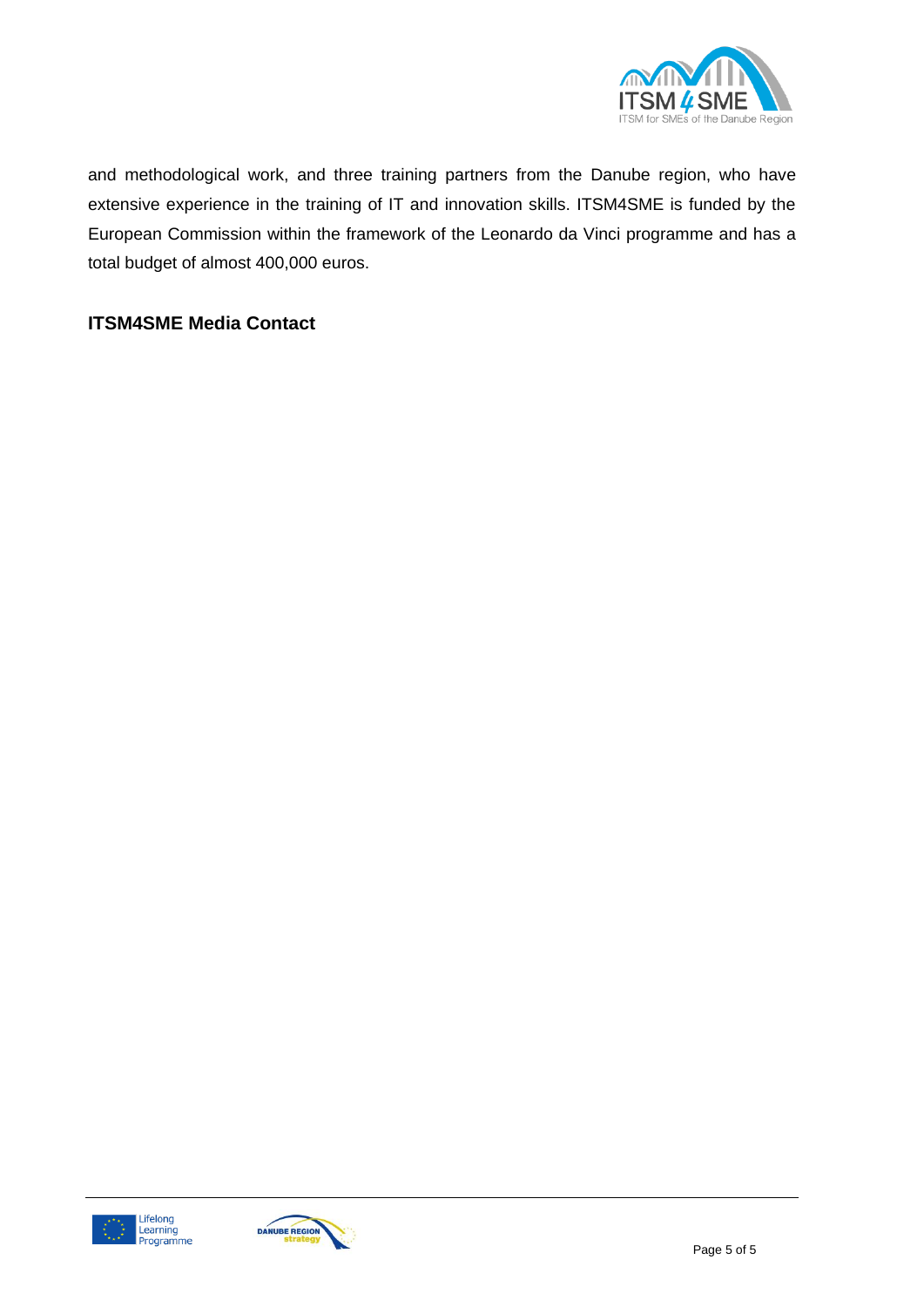and methodological work, and three training partners from the Danube region, who have extensive experience in the training of IT and innovation skills. ITSM4SME is funded by the European Commission within the framework of the Leonardo da Vinci programme and has a total budget of almost 400,000 euros.

### ITSM4SME Media Contact